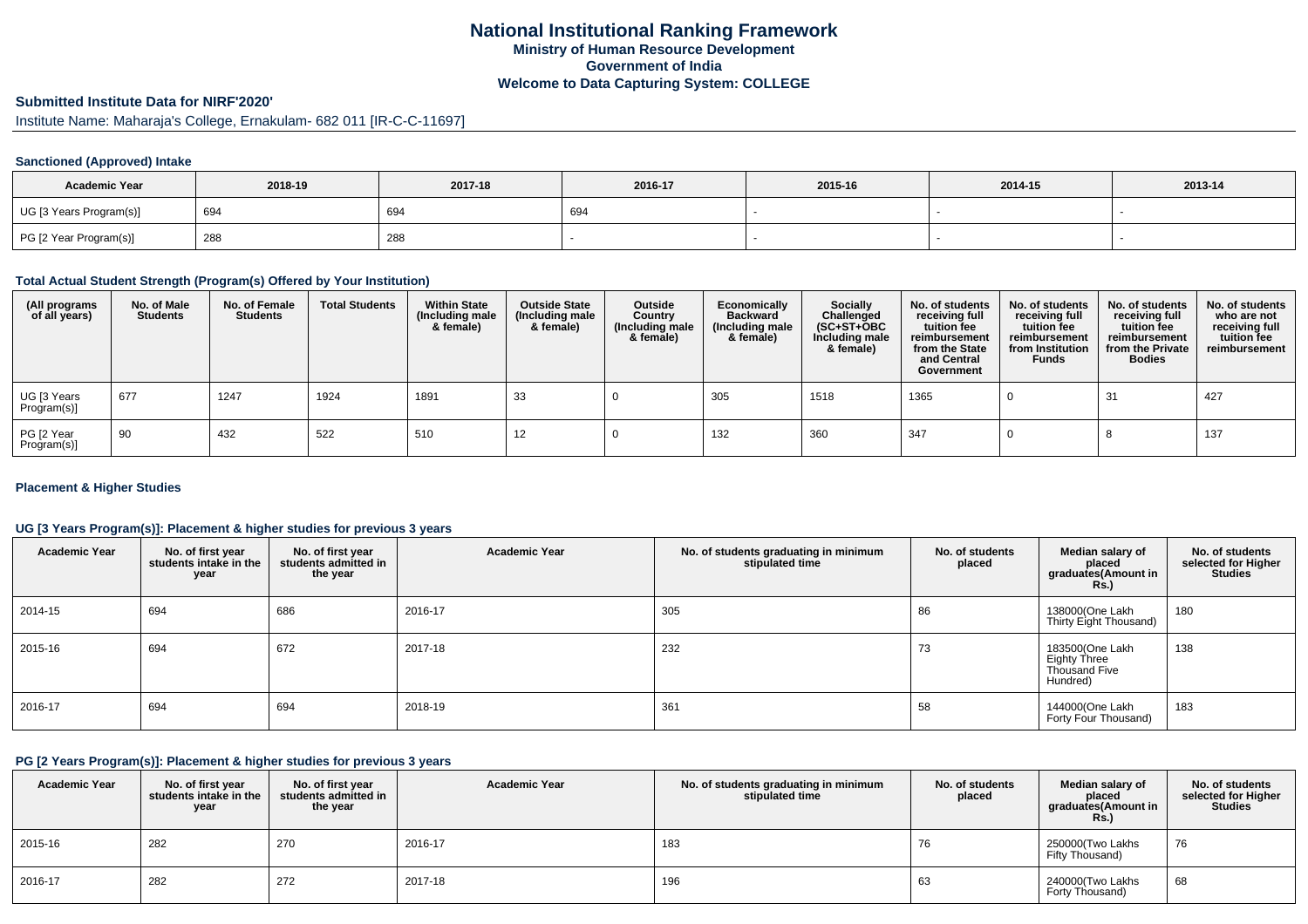# National Institutional Ranking Framework
## Ministry of Human Resource Development
## Government of India
## Welcome to Data Capturing System: COLLEGE

### Submitted Institute Data for NIRF'2020'

Institute Name: Maharaja's College, Ernakulam- 682 011 [IR-C-C-11697]

#### Sanctioned (Approved) Intake

| Academic Year | 2018-19 | 2017-18 | 2016-17 | 2015-16 | 2014-15 | 2013-14 |
|---|---|---|---|---|---|---|
| UG [3 Years Program(s)] | 694 | 694 | 694 | - | - | - |
| PG [2 Year Program(s)] | 288 | 288 | - | - | - | - |

#### Total Actual Student Strength (Program(s) Offered by Your Institution)

| (All programs of all years) | No. of Male Students | No. of Female Students | Total Students | Within State (Including male & female) | Outside State (Including male & female) | Outside Country (Including male & female) | Economically Backward (Including male & female) | Socially Challenged (SC+ST+OBC Including male & female) | No. of students receiving full tuition fee reimbursement from the State and Central Government | No. of students receiving full tuition fee reimbursement from Institution Funds | No. of students receiving full tuition fee reimbursement from the Private Bodies | No. of students who are not receiving full tuition fee reimbursement |
|---|---|---|---|---|---|---|---|---|---|---|---|---|
| UG [3 Years Program(s)] | 677 | 1247 | 1924 | 1891 | 33 | 0 | 305 | 1518 | 1365 | 0 | 31 | 427 |
| PG [2 Year Program(s)] | 90 | 432 | 522 | 510 | 12 | 0 | 132 | 360 | 347 | 0 | 8 | 137 |

#### Placement & Higher Studies

#### UG [3 Years Program(s)]: Placement & higher studies for previous 3 years

| Academic Year | No. of first year students intake in the year | No. of first year students admitted in the year | Academic Year | No. of students graduating in minimum stipulated time | No. of students placed | Median salary of placed graduates(Amount in Rs.) | No. of students selected for Higher Studies |
|---|---|---|---|---|---|---|---|
| 2014-15 | 694 | 686 | 2016-17 | 305 | 86 | 138000(One Lakh Thirty Eight Thousand) | 180 |
| 2015-16 | 694 | 672 | 2017-18 | 232 | 73 | 183500(One Lakh Eighty Three Thousand Five Hundred) | 138 |
| 2016-17 | 694 | 694 | 2018-19 | 361 | 58 | 144000(One Lakh Forty Four Thousand) | 183 |

#### PG [2 Years Program(s)]: Placement & higher studies for previous 3 years

| Academic Year | No. of first year students intake in the year | No. of first year students admitted in the year | Academic Year | No. of students graduating in minimum stipulated time | No. of students placed | Median salary of placed graduates(Amount in Rs.) | No. of students selected for Higher Studies |
|---|---|---|---|---|---|---|---|
| 2015-16 | 282 | 270 | 2016-17 | 183 | 76 | 250000(Two Lakhs Fifty Thousand) | 76 |
| 2016-17 | 282 | 272 | 2017-18 | 196 | 63 | 240000(Two Lakhs Forty Thousand) | 68 |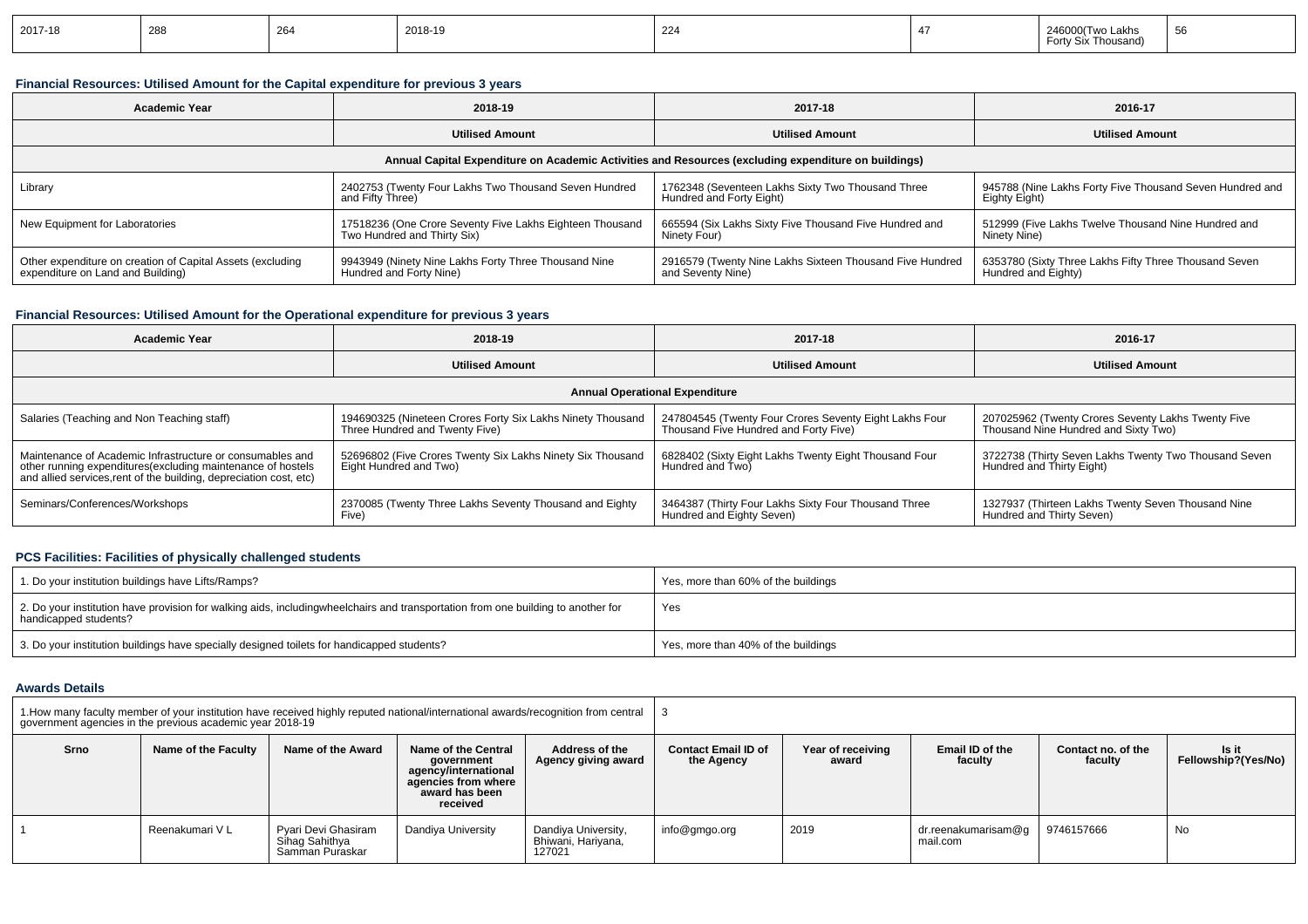| 2017-18 | 288 | 264 | 2018-19 | 224 | 47 | 246000(Two Lakhs Forty Six Thousand) | 56 |
|---|---|---|---|---|---|---|---|

### Financial Resources: Utilised Amount for the Capital expenditure for previous 3 years

| Academic Year | 2018-19 | 2017-18 | 2016-17 |
|---|---|---|---|
| | Utilised Amount | Utilised Amount | Utilised Amount |
| Annual Capital Expenditure on Academic Activities and Resources (excluding expenditure on buildings) | | | |
| Library | 2402753 (Twenty Four Lakhs Two Thousand Seven Hundred and Fifty Three) | 1762348 (Seventeen Lakhs Sixty Two Thousand Three Hundred and Forty Eight) | 945788 (Nine Lakhs Forty Five Thousand Seven Hundred and Eighty Eight) |
| New Equipment for Laboratories | 17518236 (One Crore Seventy Five Lakhs Eighteen Thousand Two Hundred and Thirty Six) | 665594 (Six Lakhs Sixty Five Thousand Five Hundred and Ninety Four) | 512999 (Five Lakhs Twelve Thousand Nine Hundred and Ninety Nine) |
| Other expenditure on creation of Capital Assets (excluding expenditure on Land and Building) | 9943949 (Ninety Nine Lakhs Forty Three Thousand Nine Hundred and Forty Nine) | 2916579 (Twenty Nine Lakhs Sixteen Thousand Five Hundred and Seventy Nine) | 6353780 (Sixty Three Lakhs Fifty Three Thousand Seven Hundred and Eighty) |

### Financial Resources: Utilised Amount for the Operational expenditure for previous 3 years

| Academic Year | 2018-19 | 2017-18 | 2016-17 |
|---|---|---|---|
| | Utilised Amount | Utilised Amount | Utilised Amount |
| Annual Operational Expenditure | | | |
| Salaries (Teaching and Non Teaching staff) | 194690325 (Nineteen Crores Forty Six Lakhs Ninety Thousand Three Hundred and Twenty Five) | 247804545 (Twenty Four Crores Seventy Eight Lakhs Four Thousand Five Hundred and Forty Five) | 207025962 (Twenty Crores Seventy Lakhs Twenty Five Thousand Nine Hundred and Sixty Two) |
| Maintenance of Academic Infrastructure or consumables and other running expenditures(excluding maintenance of hostels and allied services,rent of the building, depreciation cost, etc) | 52696802 (Five Crores Twenty Six Lakhs Ninety Six Thousand Eight Hundred and Two) | 6828402 (Sixty Eight Lakhs Twenty Eight Thousand Four Hundred and Two) | 3722738 (Thirty Seven Lakhs Twenty Two Thousand Seven Hundred and Thirty Eight) |
| Seminars/Conferences/Workshops | 2370085 (Twenty Three Lakhs Seventy Thousand and Eighty Five) | 3464387 (Thirty Four Lakhs Sixty Four Thousand Three Hundred and Eighty Seven) | 1327937 (Thirteen Lakhs Twenty Seven Thousand Nine Hundred and Thirty Seven) |

### PCS Facilities: Facilities of physically challenged students

| | |
|---|---|
| 1. Do your institution buildings have Lifts/Ramps? | Yes, more than 60% of the buildings |
| 2. Do your institution have provision for walking aids, includingwheelchairs and transportation from one building to another for handicapped students? | Yes |
| 3. Do your institution buildings have specially designed toilets for handicapped students? | Yes, more than 40% of the buildings |

### Awards Details

| 1.How many faculty member of your institution have received highly reputed national/international awards/recognition from central government agencies in the previous academic year 2018-19 | | | | | 3 | | | | |
|---|---|---|---|---|---|---|---|---|---|
| Srno | Name of the Faculty | Name of the Award | Name of the Central government agency/international agencies from where award has been received | Address of the Agency giving award | Contact Email ID of the Agency | Year of receiving award | Email ID of the faculty | Contact no. of the faculty | Is it Fellowship?(Yes/No) |
| 1 | Reenakumari V L | Pyari Devi Ghasiram Sihag Sahithya Samman Puraskar | Dandiya University | Dandiya University, Bhiwani, Hariyana, 127021 | info@gmgo.org | 2019 | dr.reenakumarisam@gmail.com | 9746157666 | No |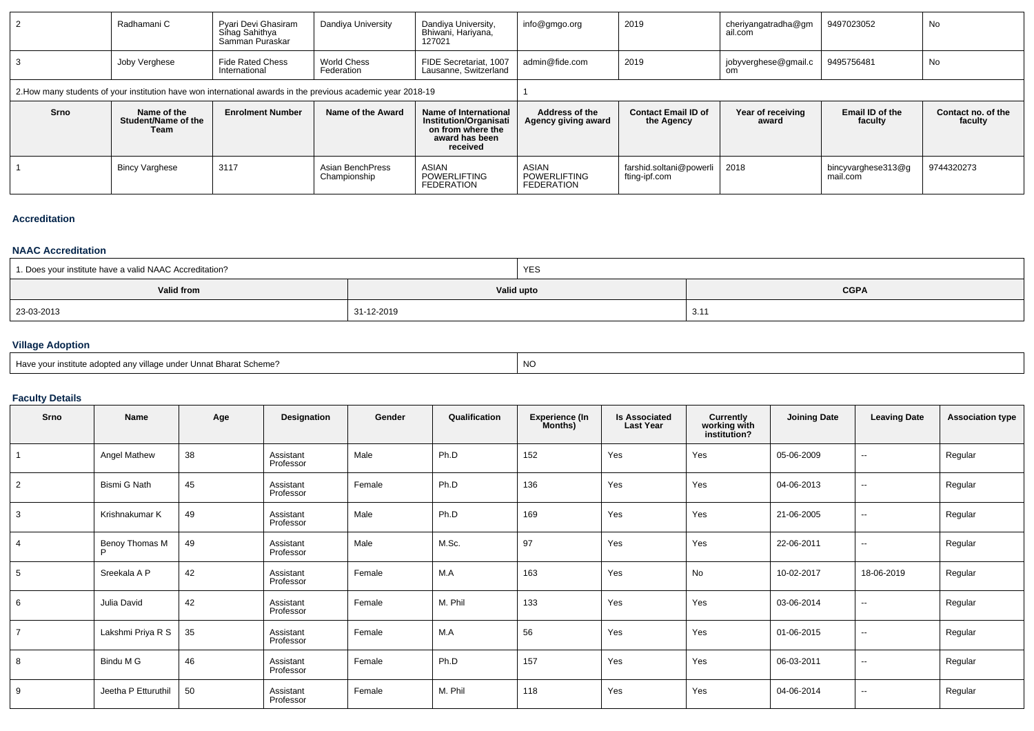| 2 | Radhamani C | Pyari Devi Ghasiram Sihag Sahithya Samman Puraskar | Dandiya University | Dandiya University, Bhiwani, Hariyana, 127021 | info@gmgo.org | 2019 | cheriyangatradha@gmail.com | 9497023052 | No |
|---|---|---|---|---|---|---|---|---|---|
| 3 | Joby Verghese | Fide Rated Chess International | World Chess Federation | FIDE Secretariat, 1007 Lausanne, Switzerland | admin@fide.com | 2019 | jobyverghese@gmail.com | 9495756481 | No |

| 2.How many students of your institution have won international awards in the previous academic year 2018-19 | 1 |
|---|---|

| Srno | Name of the Student/Name of the Team | Enrolment Number | Name of the Award | Name of International Institution/Organisation from where the award has been received | Address of the Agency giving award | Contact Email ID of the Agency | Year of receiving award | Email ID of the faculty | Contact no. of the faculty |
|---|---|---|---|---|---|---|---|---|---|
| 1 | Bincy Varghese | 3117 | Asian BenchPress Championship | ASIAN POWERLIFTING FEDERATION | ASIAN POWERLIFTING FEDERATION | farshid.soltani@powerlifting-ipf.com | 2018 | bincyvarghese313@gmail.com | 9744320273 |

## Accreditation

### NAAC Accreditation

| 1. Does your institute have a valid NAAC Accreditation? | YES | |
|---|---|---|
| **Valid from** | **Valid upto** | **CGPA** |
| 23-03-2013 | 31-12-2019 | 3.11 |

### Village Adoption

| Have your institute adopted any village under Unnat Bharat Scheme? | NO |
|---|---|

### Faculty Details

| Srno | Name | Age | Designation | Gender | Qualification | Experience (In Months) | Is Associated Last Year | Currently working with institution? | Joining Date | Leaving Date | Association type |
|---|---|---|---|---|---|---|---|---|---|---|---|
| 1 | Angel Mathew | 38 | Assistant Professor | Male | Ph.D | 152 | Yes | Yes | 05-06-2009 | -- | Regular |
| 2 | Bismi G Nath | 45 | Assistant Professor | Female | Ph.D | 136 | Yes | Yes | 04-06-2013 | -- | Regular |
| 3 | Krishnakumar K | 49 | Assistant Professor | Male | Ph.D | 169 | Yes | Yes | 21-06-2005 | -- | Regular |
| 4 | Benoy Thomas M P | 49 | Assistant Professor | Male | M.Sc. | 97 | Yes | Yes | 22-06-2011 | -- | Regular |
| 5 | Sreekala A P | 42 | Assistant Professor | Female | M.A | 163 | Yes | No | 10-02-2017 | 18-06-2019 | Regular |
| 6 | Julia David | 42 | Assistant Professor | Female | M. Phil | 133 | Yes | Yes | 03-06-2014 | -- | Regular |
| 7 | Lakshmi Priya R S | 35 | Assistant Professor | Female | M.A | 56 | Yes | Yes | 01-06-2015 | -- | Regular |
| 8 | Bindu M G | 46 | Assistant Professor | Female | Ph.D | 157 | Yes | Yes | 06-03-2011 | -- | Regular |
| 9 | Jeetha P Etturuthil | 50 | Assistant Professor | Female | M. Phil | 118 | Yes | Yes | 04-06-2014 | -- | Regular |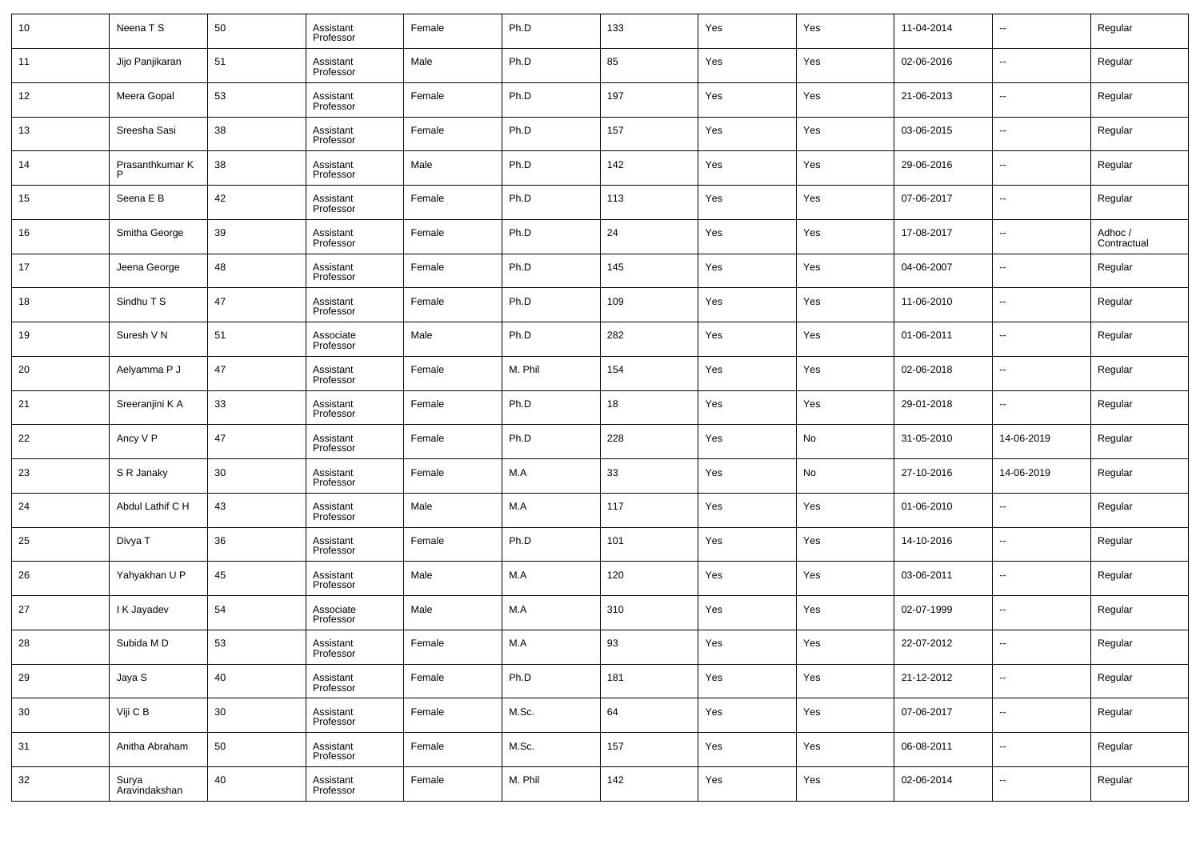| 10 | Neena T S | 50 | Assistant Professor | Female | Ph.D | 133 | Yes | Yes | 11-04-2014 | -- | Regular |
|---|---|---|---|---|---|---|---|---|---|---|---|
| 11 | Jijo Panjikaran | 51 | Assistant Professor | Male | Ph.D | 85 | Yes | Yes | 02-06-2016 | -- | Regular |
| 12 | Meera Gopal | 53 | Assistant Professor | Female | Ph.D | 197 | Yes | Yes | 21-06-2013 | -- | Regular |
| 13 | Sreesha Sasi | 38 | Assistant Professor | Female | Ph.D | 157 | Yes | Yes | 03-06-2015 | -- | Regular |
| 14 | Prasanthkumar K P | 38 | Assistant Professor | Male | Ph.D | 142 | Yes | Yes | 29-06-2016 | -- | Regular |
| 15 | Seena E B | 42 | Assistant Professor | Female | Ph.D | 113 | Yes | Yes | 07-06-2017 | -- | Regular |
| 16 | Smitha George | 39 | Assistant Professor | Female | Ph.D | 24 | Yes | Yes | 17-08-2017 | -- | Adhoc / Contractual |
| 17 | Jeena George | 48 | Assistant Professor | Female | Ph.D | 145 | Yes | Yes | 04-06-2007 | -- | Regular |
| 18 | Sindhu T S | 47 | Assistant Professor | Female | Ph.D | 109 | Yes | Yes | 11-06-2010 | -- | Regular |
| 19 | Suresh V N | 51 | Associate Professor | Male | Ph.D | 282 | Yes | Yes | 01-06-2011 | -- | Regular |
| 20 | Aelyamma P J | 47 | Assistant Professor | Female | M. Phil | 154 | Yes | Yes | 02-06-2018 | -- | Regular |
| 21 | Sreeranjini K A | 33 | Assistant Professor | Female | Ph.D | 18 | Yes | Yes | 29-01-2018 | -- | Regular |
| 22 | Ancy V P | 47 | Assistant Professor | Female | Ph.D | 228 | Yes | No | 31-05-2010 | 14-06-2019 | Regular |
| 23 | S R Janaky | 30 | Assistant Professor | Female | M.A | 33 | Yes | No | 27-10-2016 | 14-06-2019 | Regular |
| 24 | Abdul Lathif C H | 43 | Assistant Professor | Male | M.A | 117 | Yes | Yes | 01-06-2010 | -- | Regular |
| 25 | Divya T | 36 | Assistant Professor | Female | Ph.D | 101 | Yes | Yes | 14-10-2016 | -- | Regular |
| 26 | Yahyakhan U P | 45 | Assistant Professor | Male | M.A | 120 | Yes | Yes | 03-06-2011 | -- | Regular |
| 27 | I K Jayadev | 54 | Associate Professor | Male | M.A | 310 | Yes | Yes | 02-07-1999 | -- | Regular |
| 28 | Subida M D | 53 | Assistant Professor | Female | M.A | 93 | Yes | Yes | 22-07-2012 | -- | Regular |
| 29 | Jaya S | 40 | Assistant Professor | Female | Ph.D | 181 | Yes | Yes | 21-12-2012 | -- | Regular |
| 30 | Viji C B | 30 | Assistant Professor | Female | M.Sc. | 64 | Yes | Yes | 07-06-2017 | -- | Regular |
| 31 | Anitha Abraham | 50 | Assistant Professor | Female | M.Sc. | 157 | Yes | Yes | 06-08-2011 | -- | Regular |
| 32 | Surya Aravindakshan | 40 | Assistant Professor | Female | M. Phil | 142 | Yes | Yes | 02-06-2014 | -- | Regular |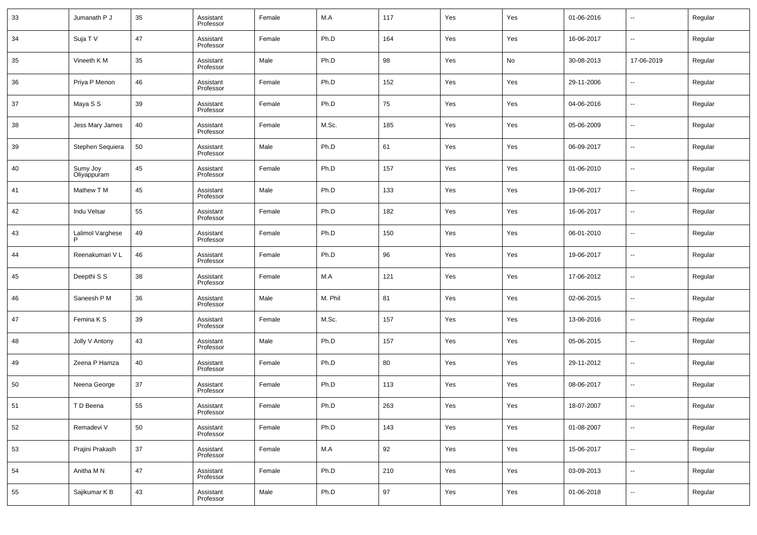| 33 | Jumanath P J | 35 | Assistant Professor | Female | M.A | 117 | Yes | Yes | 01-06-2016 | -- | Regular |
|---|---|---|---|---|---|---|---|---|---|---|---|
| 34 | Suja T V | 47 | Assistant Professor | Female | Ph.D | 164 | Yes | Yes | 16-06-2017 | -- | Regular |
| 35 | Vineeth K M | 35 | Assistant Professor | Male | Ph.D | 98 | Yes | No | 30-08-2013 | 17-06-2019 | Regular |
| 36 | Priya P Menon | 46 | Assistant Professor | Female | Ph.D | 152 | Yes | Yes | 29-11-2006 | -- | Regular |
| 37 | Maya S S | 39 | Assistant Professor | Female | Ph.D | 75 | Yes | Yes | 04-06-2016 | -- | Regular |
| 38 | Jess Mary James | 40 | Assistant Professor | Female | M.Sc. | 185 | Yes | Yes | 05-06-2009 | -- | Regular |
| 39 | Stephen Sequiera | 50 | Assistant Professor | Male | Ph.D | 61 | Yes | Yes | 06-09-2017 | -- | Regular |
| 40 | Sumy Joy Oliyappuram | 45 | Assistant Professor | Female | Ph.D | 157 | Yes | Yes | 01-06-2010 | -- | Regular |
| 41 | Mathew T M | 45 | Assistant Professor | Male | Ph.D | 133 | Yes | Yes | 19-06-2017 | -- | Regular |
| 42 | Indu Velsar | 55 | Assistant Professor | Female | Ph.D | 182 | Yes | Yes | 16-06-2017 | -- | Regular |
| 43 | Lalimol Varghese P | 49 | Assistant Professor | Female | Ph.D | 150 | Yes | Yes | 06-01-2010 | -- | Regular |
| 44 | Reenakumari V L | 46 | Assistant Professor | Female | Ph.D | 96 | Yes | Yes | 19-06-2017 | -- | Regular |
| 45 | Deepthi S S | 38 | Assistant Professor | Female | M.A | 121 | Yes | Yes | 17-06-2012 | -- | Regular |
| 46 | Saneesh P M | 36 | Assistant Professor | Male | M. Phil | 81 | Yes | Yes | 02-06-2015 | -- | Regular |
| 47 | Femina K S | 39 | Assistant Professor | Female | M.Sc. | 157 | Yes | Yes | 13-06-2016 | -- | Regular |
| 48 | Jolly V Antony | 43 | Assistant Professor | Male | Ph.D | 157 | Yes | Yes | 05-06-2015 | -- | Regular |
| 49 | Zeena P Hamza | 40 | Assistant Professor | Female | Ph.D | 80 | Yes | Yes | 29-11-2012 | -- | Regular |
| 50 | Neena George | 37 | Assistant Professor | Female | Ph.D | 113 | Yes | Yes | 08-06-2017 | -- | Regular |
| 51 | T D Beena | 55 | Assistant Professor | Female | Ph.D | 263 | Yes | Yes | 18-07-2007 | -- | Regular |
| 52 | Remadevi V | 50 | Assistant Professor | Female | Ph.D | 143 | Yes | Yes | 01-08-2007 | -- | Regular |
| 53 | Prajini Prakash | 37 | Assistant Professor | Female | M.A | 92 | Yes | Yes | 15-06-2017 | -- | Regular |
| 54 | Anitha M N | 47 | Assistant Professor | Female | Ph.D | 210 | Yes | Yes | 03-09-2013 | -- | Regular |
| 55 | Sajikumar K B | 43 | Assistant Professor | Male | Ph.D | 97 | Yes | Yes | 01-06-2018 | -- | Regular |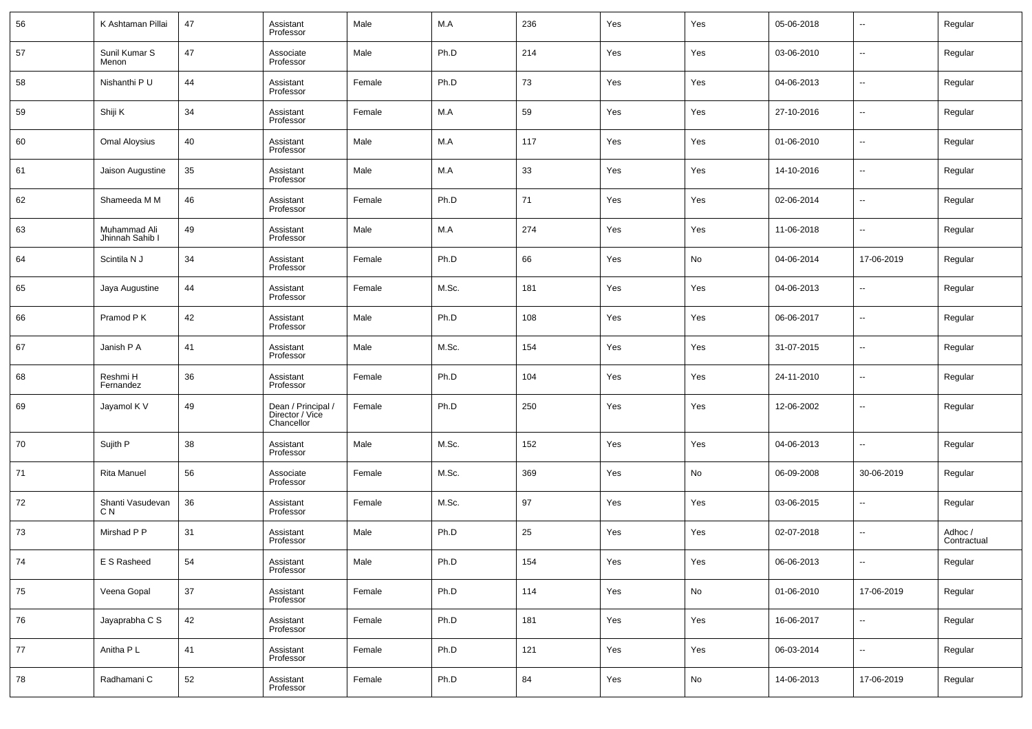| 56 | K Ashtaman Pillai | 47 | Assistant Professor | Male | M.A | 236 | Yes | Yes | 05-06-2018 | -- | Regular |
|---|---|---|---|---|---|---|---|---|---|---|---|
| 57 | Sunil Kumar S Menon | 47 | Associate Professor | Male | Ph.D | 214 | Yes | Yes | 03-06-2010 | -- | Regular |
| 58 | Nishanthi P U | 44 | Assistant Professor | Female | Ph.D | 73 | Yes | Yes | 04-06-2013 | -- | Regular |
| 59 | Shiji K | 34 | Assistant Professor | Female | M.A | 59 | Yes | Yes | 27-10-2016 | -- | Regular |
| 60 | Omal Aloysius | 40 | Assistant Professor | Male | M.A | 117 | Yes | Yes | 01-06-2010 | -- | Regular |
| 61 | Jaison Augustine | 35 | Assistant Professor | Male | M.A | 33 | Yes | Yes | 14-10-2016 | -- | Regular |
| 62 | Shameeda M M | 46 | Assistant Professor | Female | Ph.D | 71 | Yes | Yes | 02-06-2014 | -- | Regular |
| 63 | Muhammad Ali Jhinnah Sahib I | 49 | Assistant Professor | Male | M.A | 274 | Yes | Yes | 11-06-2018 | -- | Regular |
| 64 | Scintila N J | 34 | Assistant Professor | Female | Ph.D | 66 | Yes | No | 04-06-2014 | 17-06-2019 | Regular |
| 65 | Jaya Augustine | 44 | Assistant Professor | Female | M.Sc. | 181 | Yes | Yes | 04-06-2013 | -- | Regular |
| 66 | Pramod P K | 42 | Assistant Professor | Male | Ph.D | 108 | Yes | Yes | 06-06-2017 | -- | Regular |
| 67 | Janish P A | 41 | Assistant Professor | Male | M.Sc. | 154 | Yes | Yes | 31-07-2015 | -- | Regular |
| 68 | Reshmi H Fernandez | 36 | Assistant Professor | Female | Ph.D | 104 | Yes | Yes | 24-11-2010 | -- | Regular |
| 69 | Jayamol K V | 49 | Dean / Principal / Director / Vice Chancellor | Female | Ph.D | 250 | Yes | Yes | 12-06-2002 | -- | Regular |
| 70 | Sujith P | 38 | Assistant Professor | Male | M.Sc. | 152 | Yes | Yes | 04-06-2013 | -- | Regular |
| 71 | Rita Manuel | 56 | Associate Professor | Female | M.Sc. | 369 | Yes | No | 06-09-2008 | 30-06-2019 | Regular |
| 72 | Shanti Vasudevan C N | 36 | Assistant Professor | Female | M.Sc. | 97 | Yes | Yes | 03-06-2015 | -- | Regular |
| 73 | Mirshad P P | 31 | Assistant Professor | Male | Ph.D | 25 | Yes | Yes | 02-07-2018 | -- | Adhoc / Contractual |
| 74 | E S Rasheed | 54 | Assistant Professor | Male | Ph.D | 154 | Yes | Yes | 06-06-2013 | -- | Regular |
| 75 | Veena Gopal | 37 | Assistant Professor | Female | Ph.D | 114 | Yes | No | 01-06-2010 | 17-06-2019 | Regular |
| 76 | Jayaprabha C S | 42 | Assistant Professor | Female | Ph.D | 181 | Yes | Yes | 16-06-2017 | -- | Regular |
| 77 | Anitha P L | 41 | Assistant Professor | Female | Ph.D | 121 | Yes | Yes | 06-03-2014 | -- | Regular |
| 78 | Radhamani C | 52 | Assistant Professor | Female | Ph.D | 84 | Yes | No | 14-06-2013 | 17-06-2019 | Regular |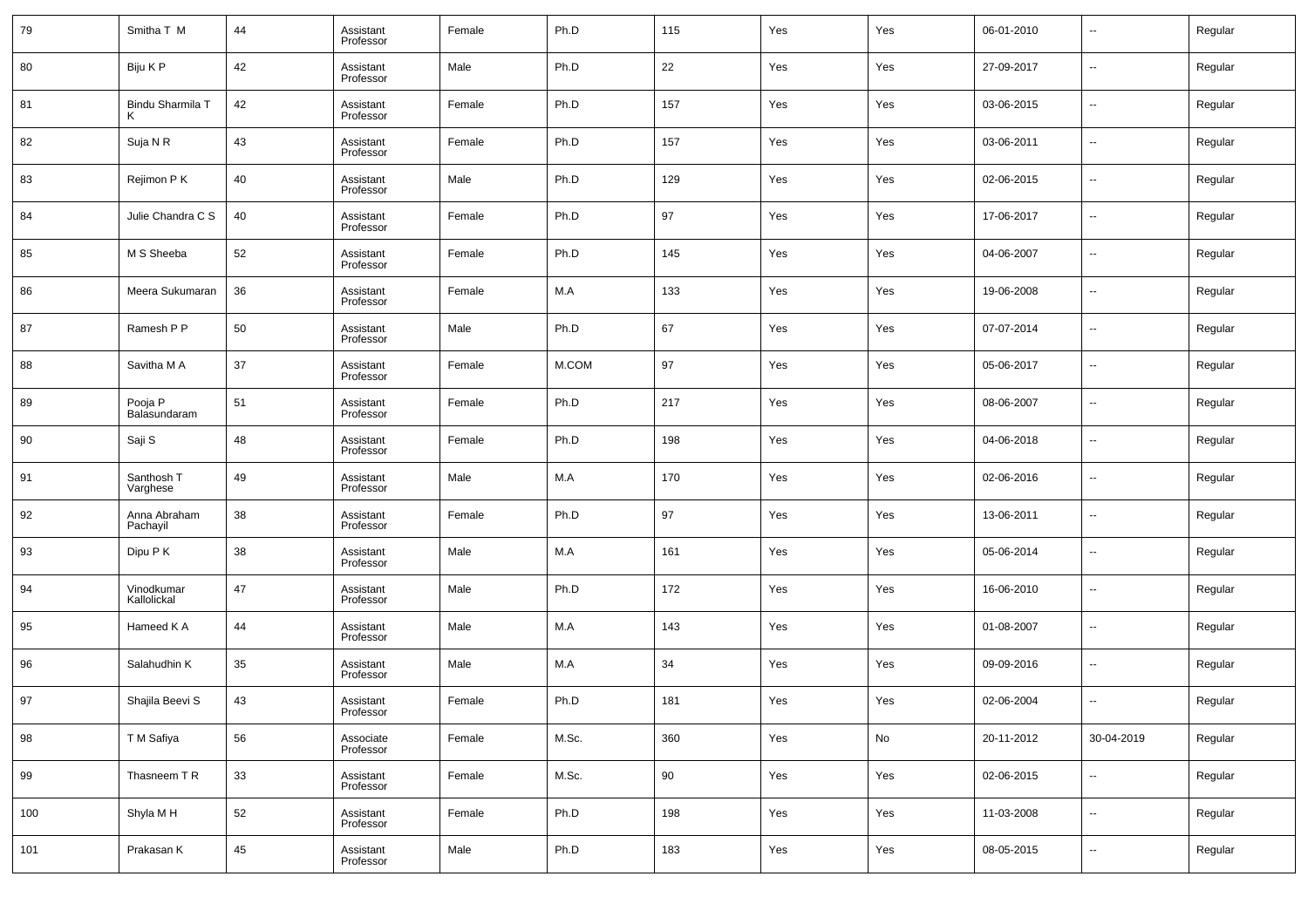| | | | | | | | | | | | |
|---|---|---|---|---|---|---|---|---|---|---|---|
| 79 | Smitha T M | 44 | Assistant Professor | Female | Ph.D | 115 | Yes | Yes | 06-01-2010 | -- | Regular |
| 80 | Biju K P | 42 | Assistant Professor | Male | Ph.D | 22 | Yes | Yes | 27-09-2017 | -- | Regular |
| 81 | Bindu Sharmila T K | 42 | Assistant Professor | Female | Ph.D | 157 | Yes | Yes | 03-06-2015 | -- | Regular |
| 82 | Suja N R | 43 | Assistant Professor | Female | Ph.D | 157 | Yes | Yes | 03-06-2011 | -- | Regular |
| 83 | Rejimon P K | 40 | Assistant Professor | Male | Ph.D | 129 | Yes | Yes | 02-06-2015 | -- | Regular |
| 84 | Julie Chandra C S | 40 | Assistant Professor | Female | Ph.D | 97 | Yes | Yes | 17-06-2017 | -- | Regular |
| 85 | M S Sheeba | 52 | Assistant Professor | Female | Ph.D | 145 | Yes | Yes | 04-06-2007 | -- | Regular |
| 86 | Meera Sukumaran | 36 | Assistant Professor | Female | M.A | 133 | Yes | Yes | 19-06-2008 | -- | Regular |
| 87 | Ramesh P P | 50 | Assistant Professor | Male | Ph.D | 67 | Yes | Yes | 07-07-2014 | -- | Regular |
| 88 | Savitha M A | 37 | Assistant Professor | Female | M.COM | 97 | Yes | Yes | 05-06-2017 | -- | Regular |
| 89 | Pooja P Balasundaram | 51 | Assistant Professor | Female | Ph.D | 217 | Yes | Yes | 08-06-2007 | -- | Regular |
| 90 | Saji S | 48 | Assistant Professor | Female | Ph.D | 198 | Yes | Yes | 04-06-2018 | -- | Regular |
| 91 | Santhosh T Varghese | 49 | Assistant Professor | Male | M.A | 170 | Yes | Yes | 02-06-2016 | -- | Regular |
| 92 | Anna Abraham Pachayil | 38 | Assistant Professor | Female | Ph.D | 97 | Yes | Yes | 13-06-2011 | -- | Regular |
| 93 | Dipu P K | 38 | Assistant Professor | Male | M.A | 161 | Yes | Yes | 05-06-2014 | -- | Regular |
| 94 | Vinodkumar Kallolickal | 47 | Assistant Professor | Male | Ph.D | 172 | Yes | Yes | 16-06-2010 | -- | Regular |
| 95 | Hameed K A | 44 | Assistant Professor | Male | M.A | 143 | Yes | Yes | 01-08-2007 | -- | Regular |
| 96 | Salahudhin K | 35 | Assistant Professor | Male | M.A | 34 | Yes | Yes | 09-09-2016 | -- | Regular |
| 97 | Shajila Beevi S | 43 | Assistant Professor | Female | Ph.D | 181 | Yes | Yes | 02-06-2004 | -- | Regular |
| 98 | T M Safiya | 56 | Associate Professor | Female | M.Sc. | 360 | Yes | No | 20-11-2012 | 30-04-2019 | Regular |
| 99 | Thasneem T R | 33 | Assistant Professor | Female | M.Sc. | 90 | Yes | Yes | 02-06-2015 | -- | Regular |
| 100 | Shyla M H | 52 | Assistant Professor | Female | Ph.D | 198 | Yes | Yes | 11-03-2008 | -- | Regular |
| 101 | Prakasan K | 45 | Assistant Professor | Male | Ph.D | 183 | Yes | Yes | 08-05-2015 | -- | Regular |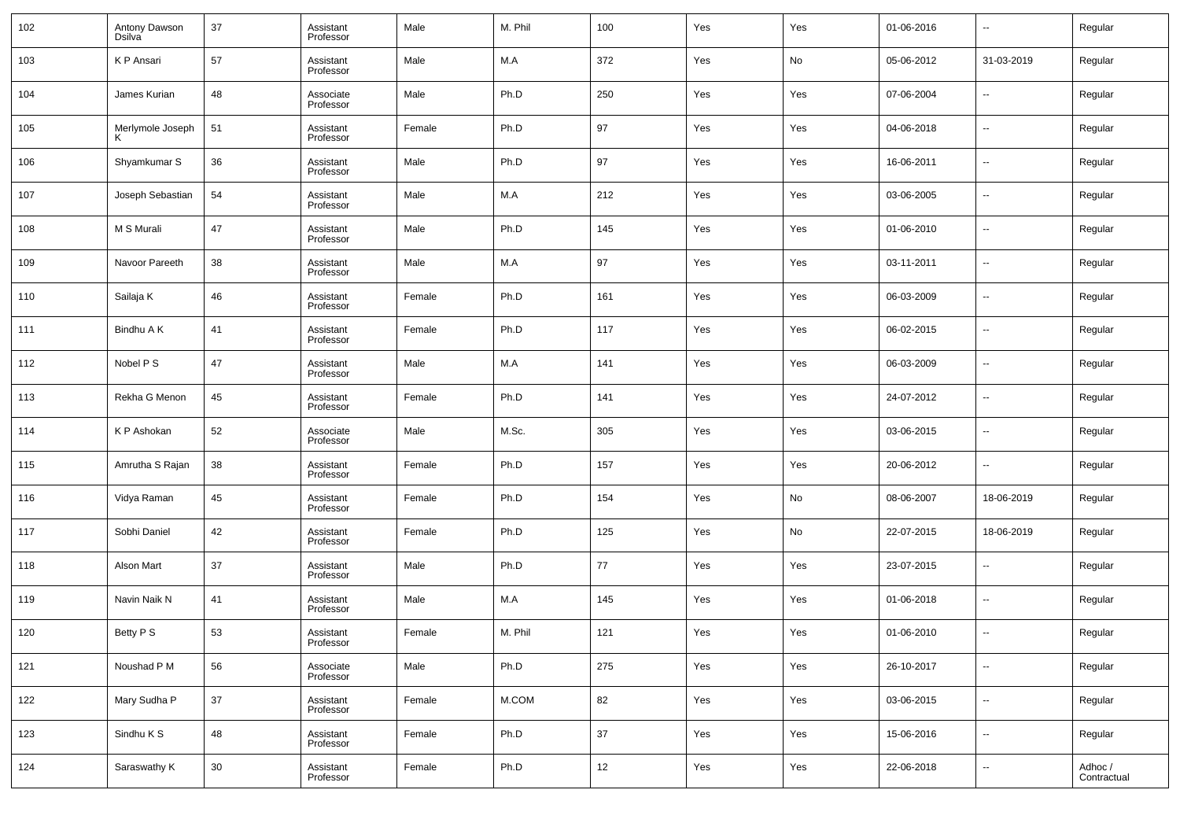| | | | | | | | | | | | |
|---|---|---|---|---|---|---|---|---|---|---|---|
| 102 | Antony Dawson Dsilva | 37 | Assistant Professor | Male | M. Phil | 100 | Yes | Yes | 01-06-2016 | -- | Regular |
| 103 | K P Ansari | 57 | Assistant Professor | Male | M.A | 372 | Yes | No | 05-06-2012 | 31-03-2019 | Regular |
| 104 | James Kurian | 48 | Associate Professor | Male | Ph.D | 250 | Yes | Yes | 07-06-2004 | -- | Regular |
| 105 | Merlymole Joseph K | 51 | Assistant Professor | Female | Ph.D | 97 | Yes | Yes | 04-06-2018 | -- | Regular |
| 106 | Shyamkumar S | 36 | Assistant Professor | Male | Ph.D | 97 | Yes | Yes | 16-06-2011 | -- | Regular |
| 107 | Joseph Sebastian | 54 | Assistant Professor | Male | M.A | 212 | Yes | Yes | 03-06-2005 | -- | Regular |
| 108 | M S Murali | 47 | Assistant Professor | Male | Ph.D | 145 | Yes | Yes | 01-06-2010 | -- | Regular |
| 109 | Navoor Pareeth | 38 | Assistant Professor | Male | M.A | 97 | Yes | Yes | 03-11-2011 | -- | Regular |
| 110 | Sailaja K | 46 | Assistant Professor | Female | Ph.D | 161 | Yes | Yes | 06-03-2009 | -- | Regular |
| 111 | Bindhu A K | 41 | Assistant Professor | Female | Ph.D | 117 | Yes | Yes | 06-02-2015 | -- | Regular |
| 112 | Nobel P S | 47 | Assistant Professor | Male | M.A | 141 | Yes | Yes | 06-03-2009 | -- | Regular |
| 113 | Rekha G Menon | 45 | Assistant Professor | Female | Ph.D | 141 | Yes | Yes | 24-07-2012 | -- | Regular |
| 114 | K P Ashokan | 52 | Associate Professor | Male | M.Sc. | 305 | Yes | Yes | 03-06-2015 | -- | Regular |
| 115 | Amrutha S Rajan | 38 | Assistant Professor | Female | Ph.D | 157 | Yes | Yes | 20-06-2012 | -- | Regular |
| 116 | Vidya Raman | 45 | Assistant Professor | Female | Ph.D | 154 | Yes | No | 08-06-2007 | 18-06-2019 | Regular |
| 117 | Sobhi Daniel | 42 | Assistant Professor | Female | Ph.D | 125 | Yes | No | 22-07-2015 | 18-06-2019 | Regular |
| 118 | Alson Mart | 37 | Assistant Professor | Male | Ph.D | 77 | Yes | Yes | 23-07-2015 | -- | Regular |
| 119 | Navin Naik N | 41 | Assistant Professor | Male | M.A | 145 | Yes | Yes | 01-06-2018 | -- | Regular |
| 120 | Betty P S | 53 | Assistant Professor | Female | M. Phil | 121 | Yes | Yes | 01-06-2010 | -- | Regular |
| 121 | Noushad P M | 56 | Associate Professor | Male | Ph.D | 275 | Yes | Yes | 26-10-2017 | -- | Regular |
| 122 | Mary Sudha P | 37 | Assistant Professor | Female | M.COM | 82 | Yes | Yes | 03-06-2015 | -- | Regular |
| 123 | Sindhu K S | 48 | Assistant Professor | Female | Ph.D | 37 | Yes | Yes | 15-06-2016 | -- | Regular |
| 124 | Saraswathy K | 30 | Assistant Professor | Female | Ph.D | 12 | Yes | Yes | 22-06-2018 | -- | Adhoc / Contractual |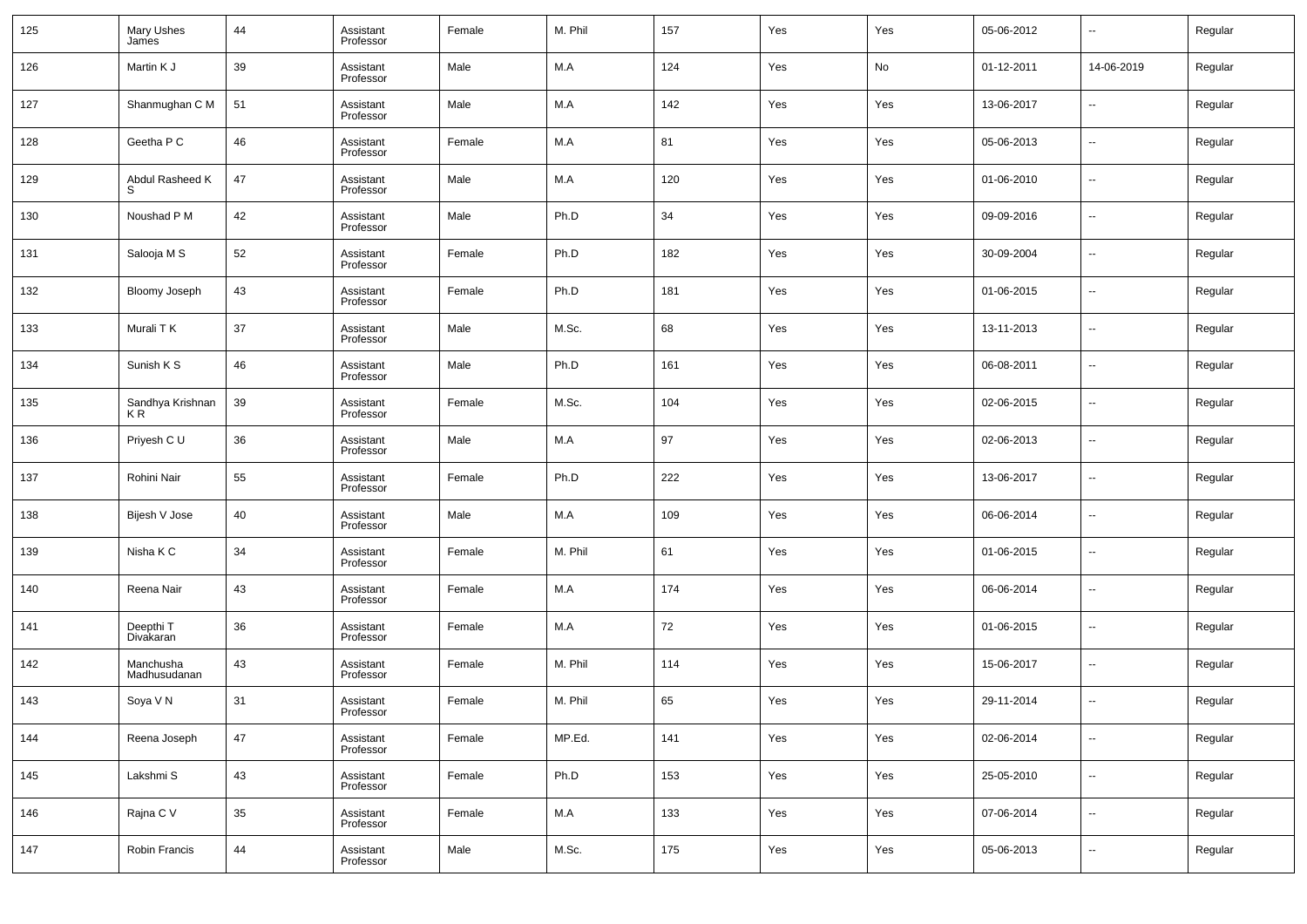| 125 | Mary Ushes James | 44 | Assistant Professor | Female | M. Phil | 157 | Yes | Yes | 05-06-2012 | -- | Regular |
|---|---|---|---|---|---|---|---|---|---|---|---|
| 126 | Martin K J | 39 | Assistant Professor | Male | M.A | 124 | Yes | No | 01-12-2011 | 14-06-2019 | Regular |
| 127 | Shanmughan C M | 51 | Assistant Professor | Male | M.A | 142 | Yes | Yes | 13-06-2017 | -- | Regular |
| 128 | Geetha P C | 46 | Assistant Professor | Female | M.A | 81 | Yes | Yes | 05-06-2013 | -- | Regular |
| 129 | Abdul Rasheed K S | 47 | Assistant Professor | Male | M.A | 120 | Yes | Yes | 01-06-2010 | -- | Regular |
| 130 | Noushad P M | 42 | Assistant Professor | Male | Ph.D | 34 | Yes | Yes | 09-09-2016 | -- | Regular |
| 131 | Salooja M S | 52 | Assistant Professor | Female | Ph.D | 182 | Yes | Yes | 30-09-2004 | -- | Regular |
| 132 | Bloomy Joseph | 43 | Assistant Professor | Female | Ph.D | 181 | Yes | Yes | 01-06-2015 | -- | Regular |
| 133 | Murali T K | 37 | Assistant Professor | Male | M.Sc. | 68 | Yes | Yes | 13-11-2013 | -- | Regular |
| 134 | Sunish K S | 46 | Assistant Professor | Male | Ph.D | 161 | Yes | Yes | 06-08-2011 | -- | Regular |
| 135 | Sandhya Krishnan K R | 39 | Assistant Professor | Female | M.Sc. | 104 | Yes | Yes | 02-06-2015 | -- | Regular |
| 136 | Priyesh C U | 36 | Assistant Professor | Male | M.A | 97 | Yes | Yes | 02-06-2013 | -- | Regular |
| 137 | Rohini Nair | 55 | Assistant Professor | Female | Ph.D | 222 | Yes | Yes | 13-06-2017 | -- | Regular |
| 138 | Bijesh V Jose | 40 | Assistant Professor | Male | M.A | 109 | Yes | Yes | 06-06-2014 | -- | Regular |
| 139 | Nisha K C | 34 | Assistant Professor | Female | M. Phil | 61 | Yes | Yes | 01-06-2015 | -- | Regular |
| 140 | Reena Nair | 43 | Assistant Professor | Female | M.A | 174 | Yes | Yes | 06-06-2014 | -- | Regular |
| 141 | Deepthi T Divakaran | 36 | Assistant Professor | Female | M.A | 72 | Yes | Yes | 01-06-2015 | -- | Regular |
| 142 | Manchusha Madhusudanan | 43 | Assistant Professor | Female | M. Phil | 114 | Yes | Yes | 15-06-2017 | -- | Regular |
| 143 | Soya V N | 31 | Assistant Professor | Female | M. Phil | 65 | Yes | Yes | 29-11-2014 | -- | Regular |
| 144 | Reena Joseph | 47 | Assistant Professor | Female | MP.Ed. | 141 | Yes | Yes | 02-06-2014 | -- | Regular |
| 145 | Lakshmi S | 43 | Assistant Professor | Female | Ph.D | 153 | Yes | Yes | 25-05-2010 | -- | Regular |
| 146 | Rajna C V | 35 | Assistant Professor | Female | M.A | 133 | Yes | Yes | 07-06-2014 | -- | Regular |
| 147 | Robin Francis | 44 | Assistant Professor | Male | M.Sc. | 175 | Yes | Yes | 05-06-2013 | -- | Regular |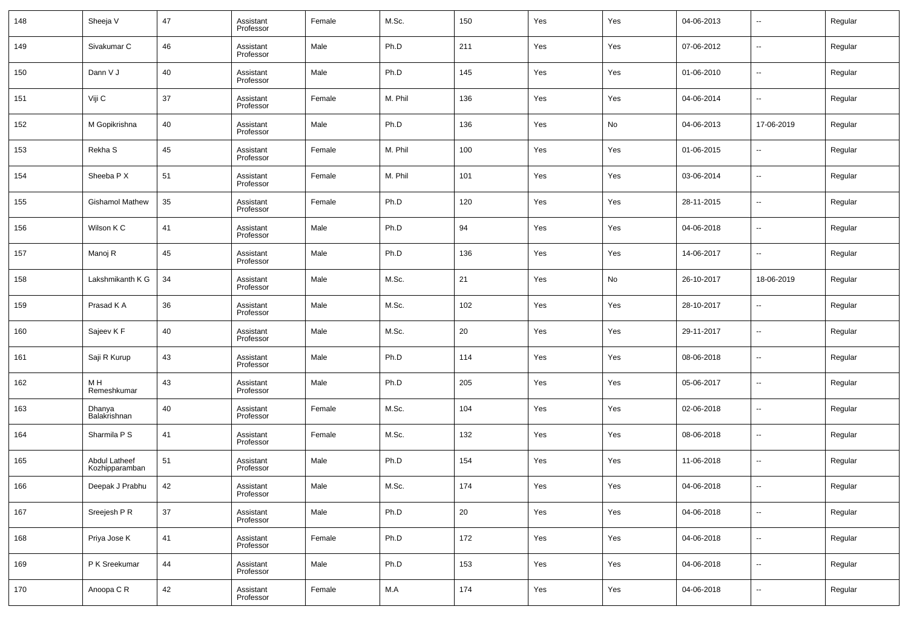| 148 | Sheeja V | 47 | Assistant Professor | Female | M.Sc. | 150 | Yes | Yes | 04-06-2013 | -- | Regular |
|---|---|---|---|---|---|---|---|---|---|---|---|
| 149 | Sivakumar C | 46 | Assistant Professor | Male | Ph.D | 211 | Yes | Yes | 07-06-2012 | -- | Regular |
| 150 | Dann V J | 40 | Assistant Professor | Male | Ph.D | 145 | Yes | Yes | 01-06-2010 | -- | Regular |
| 151 | Viji C | 37 | Assistant Professor | Female | M. Phil | 136 | Yes | Yes | 04-06-2014 | -- | Regular |
| 152 | M Gopikrishna | 40 | Assistant Professor | Male | Ph.D | 136 | Yes | No | 04-06-2013 | 17-06-2019 | Regular |
| 153 | Rekha S | 45 | Assistant Professor | Female | M. Phil | 100 | Yes | Yes | 01-06-2015 | -- | Regular |
| 154 | Sheeba P X | 51 | Assistant Professor | Female | M. Phil | 101 | Yes | Yes | 03-06-2014 | -- | Regular |
| 155 | Gishamol Mathew | 35 | Assistant Professor | Female | Ph.D | 120 | Yes | Yes | 28-11-2015 | -- | Regular |
| 156 | Wilson K C | 41 | Assistant Professor | Male | Ph.D | 94 | Yes | Yes | 04-06-2018 | -- | Regular |
| 157 | Manoj R | 45 | Assistant Professor | Male | Ph.D | 136 | Yes | Yes | 14-06-2017 | -- | Regular |
| 158 | Lakshmikanth K G | 34 | Assistant Professor | Male | M.Sc. | 21 | Yes | No | 26-10-2017 | 18-06-2019 | Regular |
| 159 | Prasad K A | 36 | Assistant Professor | Male | M.Sc. | 102 | Yes | Yes | 28-10-2017 | -- | Regular |
| 160 | Sajeev K F | 40 | Assistant Professor | Male | M.Sc. | 20 | Yes | Yes | 29-11-2017 | -- | Regular |
| 161 | Saji R Kurup | 43 | Assistant Professor | Male | Ph.D | 114 | Yes | Yes | 08-06-2018 | -- | Regular |
| 162 | M H Remeshkumar | 43 | Assistant Professor | Male | Ph.D | 205 | Yes | Yes | 05-06-2017 | -- | Regular |
| 163 | Dhanya Balakrishnan | 40 | Assistant Professor | Female | M.Sc. | 104 | Yes | Yes | 02-06-2018 | -- | Regular |
| 164 | Sharmila P S | 41 | Assistant Professor | Female | M.Sc. | 132 | Yes | Yes | 08-06-2018 | -- | Regular |
| 165 | Abdul Latheef Kozhipparamban | 51 | Assistant Professor | Male | Ph.D | 154 | Yes | Yes | 11-06-2018 | -- | Regular |
| 166 | Deepak J Prabhu | 42 | Assistant Professor | Male | M.Sc. | 174 | Yes | Yes | 04-06-2018 | -- | Regular |
| 167 | Sreejesh P R | 37 | Assistant Professor | Male | Ph.D | 20 | Yes | Yes | 04-06-2018 | -- | Regular |
| 168 | Priya Jose K | 41 | Assistant Professor | Female | Ph.D | 172 | Yes | Yes | 04-06-2018 | -- | Regular |
| 169 | P K Sreekumar | 44 | Assistant Professor | Male | Ph.D | 153 | Yes | Yes | 04-06-2018 | -- | Regular |
| 170 | Anoopa C R | 42 | Assistant Professor | Female | M.A | 174 | Yes | Yes | 04-06-2018 | -- | Regular |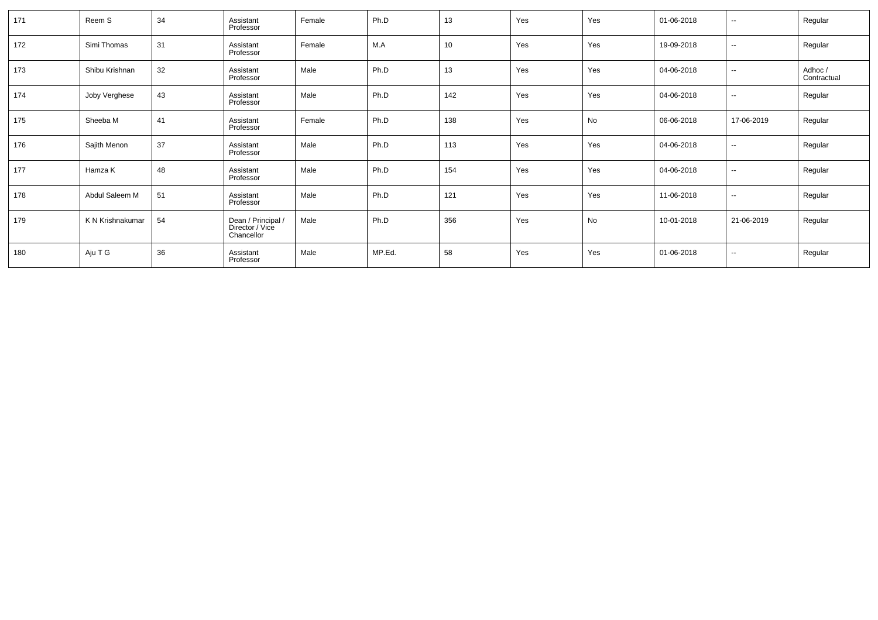| | | | | | | | | | | | |
|---|---|---|---|---|---|---|---|---|---|---|---|
| 171 | Reem S | 34 | Assistant Professor | Female | Ph.D | 13 | Yes | Yes | 01-06-2018 | -- | Regular |
| 172 | Simi Thomas | 31 | Assistant Professor | Female | M.A | 10 | Yes | Yes | 19-09-2018 | -- | Regular |
| 173 | Shibu Krishnan | 32 | Assistant Professor | Male | Ph.D | 13 | Yes | Yes | 04-06-2018 | -- | Adhoc / Contractual |
| 174 | Joby Verghese | 43 | Assistant Professor | Male | Ph.D | 142 | Yes | Yes | 04-06-2018 | -- | Regular |
| 175 | Sheeba M | 41 | Assistant Professor | Female | Ph.D | 138 | Yes | No | 06-06-2018 | 17-06-2019 | Regular |
| 176 | Sajith Menon | 37 | Assistant Professor | Male | Ph.D | 113 | Yes | Yes | 04-06-2018 | -- | Regular |
| 177 | Hamza K | 48 | Assistant Professor | Male | Ph.D | 154 | Yes | Yes | 04-06-2018 | -- | Regular |
| 178 | Abdul Saleem M | 51 | Assistant Professor | Male | Ph.D | 121 | Yes | Yes | 11-06-2018 | -- | Regular |
| 179 | K N Krishnakumar | 54 | Dean / Principal / Director / Vice Chancellor | Male | Ph.D | 356 | Yes | No | 10-01-2018 | 21-06-2019 | Regular |
| 180 | Aju T G | 36 | Assistant Professor | Male | MP.Ed. | 58 | Yes | Yes | 01-06-2018 | -- | Regular |